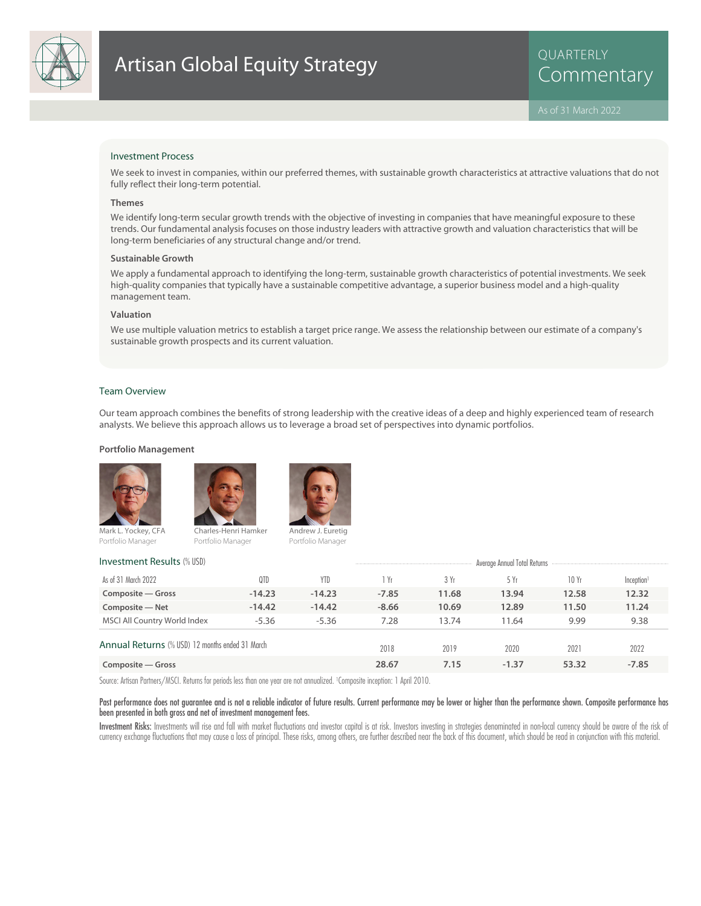# Artisan Global Equity Strategy

QUARTERLY Commentary

As of 31 March 2022

## Investment Process

We seek to invest in companies, within our preferred themes, with sustainable growth characteristics at attractive valuations that do not fully reflect their long-term potential.

### Themes

We identify long-term secular growth trends with the objective of investing in companies that have meaningful exposure to these trends. Our fundamental analysis focuses on those industry leaders with attractive growth and valuation characteristics that will be long-term beneficiaries of any structural change and/or trend.

### Sustainable Growth

We apply a fundamental approach to identifying the long-term, sustainable growth characteristics of potential investments. We seek high-quality companies that typically have a sustainable competitive advantage, a superior business model and a high-quality management team.

### Valuation

We use multiple valuation metrics to establish a target price range. We assess the relationship between our estimate of a company's sustainable growth prospects and its current valuation.

## Team Overview

Our team approach combines the benefits of strong leadership with the creative ideas of a deep and highly experienced team of research analysts. We believe this approach allows us to leverage a broad set of perspectives into dynamic portfolios.

### Portfolio Management

Mark L. Yockey, CFA
Portfolio Manager

Charles-Henri Hamker
Portfolio Manager

Andrew J. Euretig
Portfolio Manager

## Investment Results (% USD)

| As of 31 March 2022 | QTD | YTD | Average Annual Total Returns 1 Yr | 3 Yr | 5 Yr | 10 Yr | Inception[1] |
|---|---|---|---|---|---|---|---|
| **Composite — Gross** | **-14.23** | **-14.23** | **-7.85** | **11.68** | **13.94** | **12.58** | **12.32** |
| **Composite — Net** | **-14.42** | **-14.42** | **-8.66** | **10.69** | **12.89** | **11.50** | **11.24** |
| MSCI All Country World Index | -5.36 | -5.36 | 7.28 | 13.74 | 11.64 | 9.99 | 9.38 |

## Annual Returns (% USD) 12 months ended 31 March

| | 2018 | 2019 | 2020 | 2021 | 2022 |
|---|---|---|---|---|---|
| **Composite — Gross** | **28.67** | **7.15** | **-1.37** | **53.32** | **-7.85** |

Source: Artisan Partners/MSCI. Returns for periods less than one year are not annualized. [1]Composite inception: 1 April 2010.

**Past performance does not guarantee and is not a reliable indicator of future results. Current performance may be lower or higher than the performance shown. Composite performance has been presented in both gross and net of investment management fees.**

**Investment Risks:** Investments will rise and fall with market fluctuations and investor capital is at risk. Investors investing in strategies denominated in non-local currency should be aware of the risk of currency exchange fluctuations that may cause a loss of principal. These risks, among others, are further described near the back of this document, which should be read in conjunction with this material.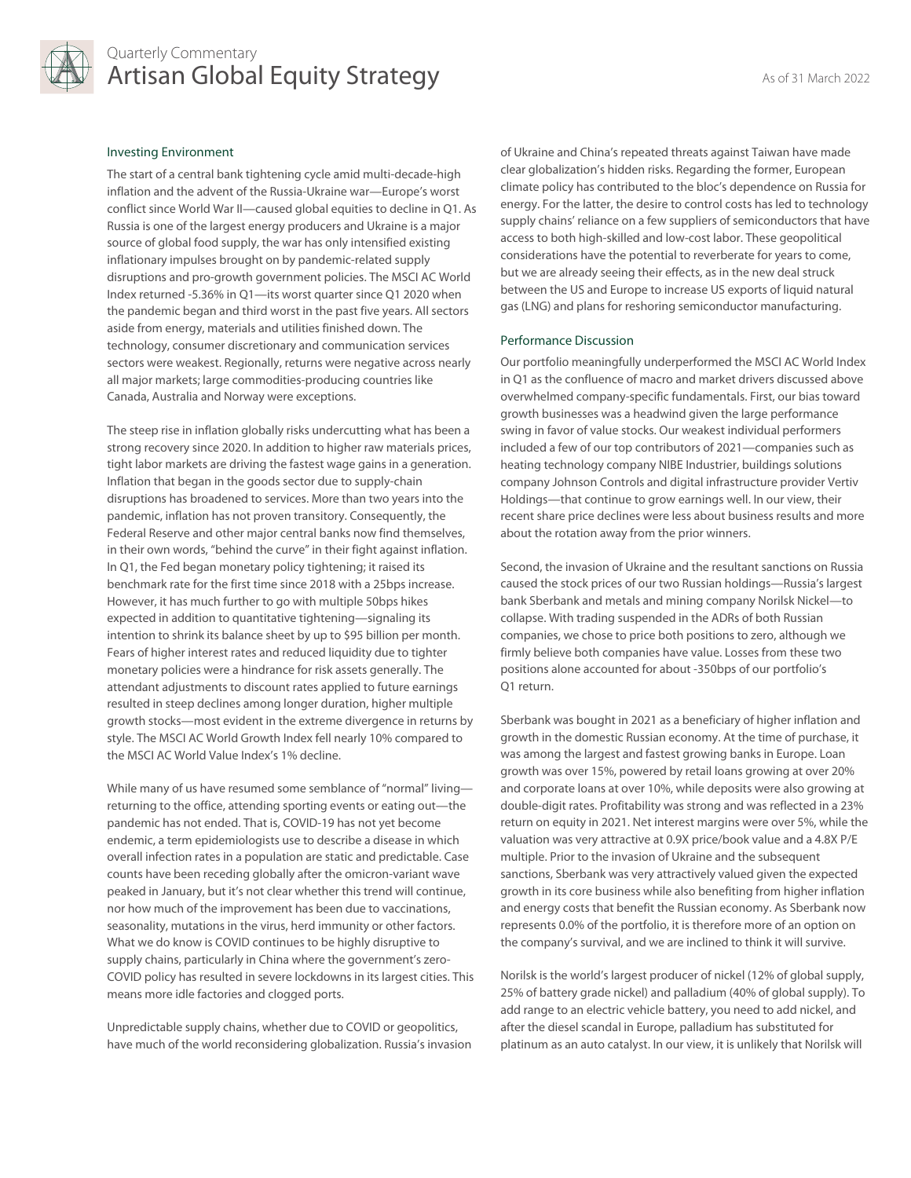## Investing Environment

The start of a central bank tightening cycle amid multi-decade-high inflation and the advent of the Russia-Ukraine war—Europe's worst conflict since World War II—caused global equities to decline in Q1. As Russia is one of the largest energy producers and Ukraine is a major source of global food supply, the war has only intensified existing inflationary impulses brought on by pandemic-related supply disruptions and pro-growth government policies. The MSCI AC World Index returned -5.36% in Q1—its worst quarter since Q1 2020 when the pandemic began and third worst in the past five years. All sectors aside from energy, materials and utilities finished down. The technology, consumer discretionary and communication services sectors were weakest. Regionally, returns were negative across nearly all major markets; large commodities-producing countries like Canada, Australia and Norway were exceptions.

The steep rise in inflation globally risks undercutting what has been a strong recovery since 2020. In addition to higher raw materials prices, tight labor markets are driving the fastest wage gains in a generation. Inflation that began in the goods sector due to supply-chain disruptions has broadened to services. More than two years into the pandemic, inflation has not proven transitory. Consequently, the Federal Reserve and other major central banks now find themselves, in their own words, "behind the curve" in their fight against inflation. In Q1, the Fed began monetary policy tightening; it raised its benchmark rate for the first time since 2018 with a 25bps increase. However, it has much further to go with multiple 50bps hikes expected in addition to quantitative tightening—signaling its intention to shrink its balance sheet by up to $95 billion per month. Fears of higher interest rates and reduced liquidity due to tighter monetary policies were a hindrance for risk assets generally. The attendant adjustments to discount rates applied to future earnings resulted in steep declines among longer duration, higher multiple growth stocks—most evident in the extreme divergence in returns by style. The MSCI AC World Growth Index fell nearly 10% compared to the MSCI AC World Value Index's 1% decline.

While many of us have resumed some semblance of "normal" living—returning to the office, attending sporting events or eating out—the pandemic has not ended. That is, COVID-19 has not yet become endemic, a term epidemiologists use to describe a disease in which overall infection rates in a population are static and predictable. Case counts have been receding globally after the omicron-variant wave peaked in January, but it's not clear whether this trend will continue, nor how much of the improvement has been due to vaccinations, seasonality, mutations in the virus, herd immunity or other factors. What we do know is COVID continues to be highly disruptive to supply chains, particularly in China where the government's zero-COVID policy has resulted in severe lockdowns in its largest cities. This means more idle factories and clogged ports.

Unpredictable supply chains, whether due to COVID or geopolitics, have much of the world reconsidering globalization. Russia's invasion of Ukraine and China's repeated threats against Taiwan have made clear globalization's hidden risks. Regarding the former, European climate policy has contributed to the bloc's dependence on Russia for energy. For the latter, the desire to control costs has led to technology supply chains' reliance on a few suppliers of semiconductors that have access to both high-skilled and low-cost labor. These geopolitical considerations have the potential to reverberate for years to come, but we are already seeing their effects, as in the new deal struck between the US and Europe to increase US exports of liquid natural gas (LNG) and plans for reshoring semiconductor manufacturing.

## Performance Discussion

Our portfolio meaningfully underperformed the MSCI AC World Index in Q1 as the confluence of macro and market drivers discussed above overwhelmed company-specific fundamentals. First, our bias toward growth businesses was a headwind given the large performance swing in favor of value stocks. Our weakest individual performers included a few of our top contributors of 2021—companies such as heating technology company NIBE Industrier, buildings solutions company Johnson Controls and digital infrastructure provider Vertiv Holdings—that continue to grow earnings well. In our view, their recent share price declines were less about business results and more about the rotation away from the prior winners.

Second, the invasion of Ukraine and the resultant sanctions on Russia caused the stock prices of our two Russian holdings—Russia's largest bank Sberbank and metals and mining company Norilsk Nickel—to collapse. With trading suspended in the ADRs of both Russian companies, we chose to price both positions to zero, although we firmly believe both companies have value. Losses from these two positions alone accounted for about -350bps of our portfolio's Q1 return.

Sberbank was bought in 2021 as a beneficiary of higher inflation and growth in the domestic Russian economy. At the time of purchase, it was among the largest and fastest growing banks in Europe. Loan growth was over 15%, powered by retail loans growing at over 20% and corporate loans at over 10%, while deposits were also growing at double-digit rates. Profitability was strong and was reflected in a 23% return on equity in 2021. Net interest margins were over 5%, while the valuation was very attractive at 0.9X price/book value and a 4.8X P/E multiple. Prior to the invasion of Ukraine and the subsequent sanctions, Sberbank was very attractively valued given the expected growth in its core business while also benefiting from higher inflation and energy costs that benefit the Russian economy. As Sberbank now represents 0.0% of the portfolio, it is therefore more of an option on the company's survival, and we are inclined to think it will survive.

Norilsk is the world's largest producer of nickel (12% of global supply, 25% of battery grade nickel) and palladium (40% of global supply). To add range to an electric vehicle battery, you need to add nickel, and after the diesel scandal in Europe, palladium has substituted for platinum as an auto catalyst. In our view, it is unlikely that Norilsk will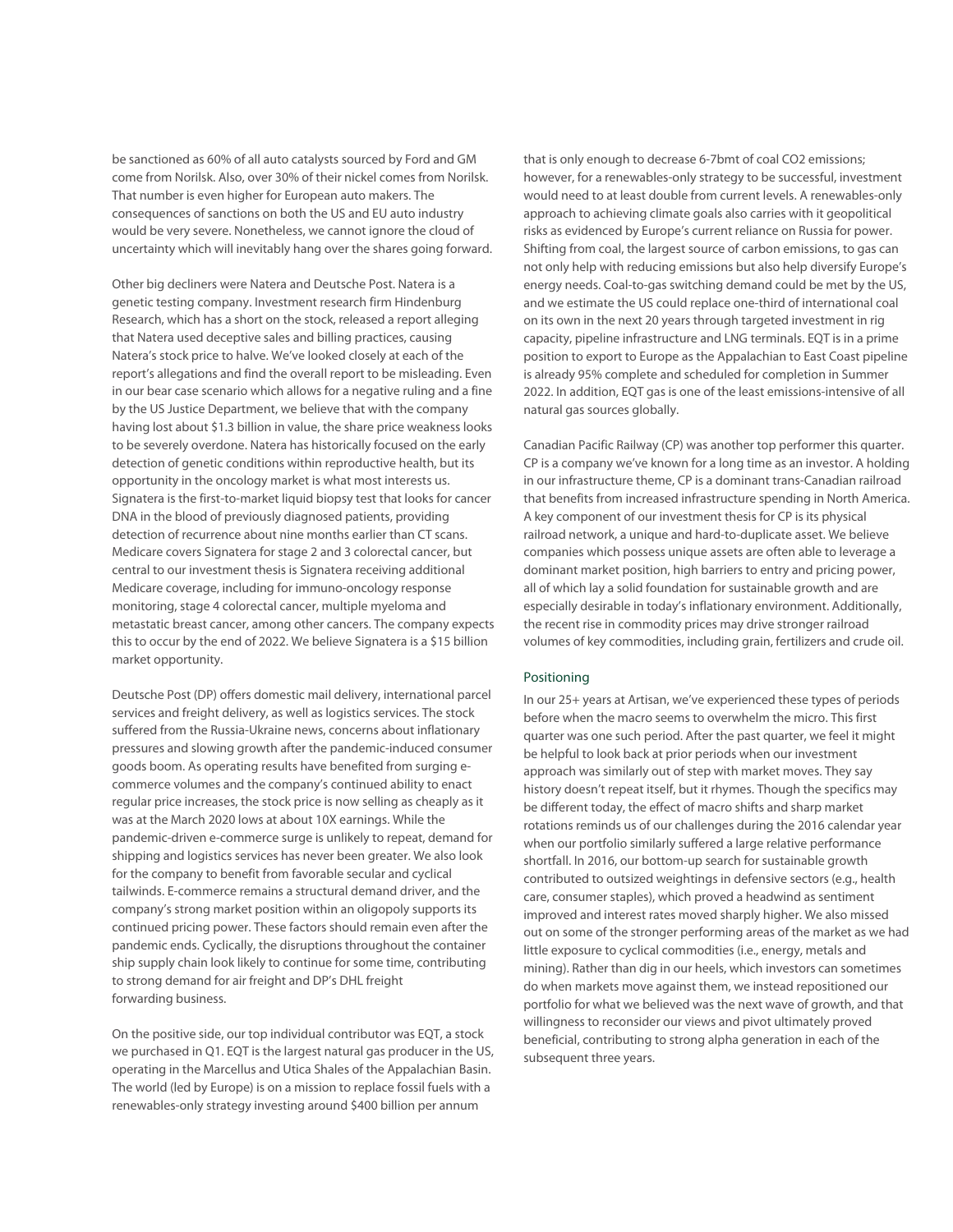be sanctioned as 60% of all auto catalysts sourced by Ford and GM come from Norilsk. Also, over 30% of their nickel comes from Norilsk. That number is even higher for European auto makers. The consequences of sanctions on both the US and EU auto industry would be very severe. Nonetheless, we cannot ignore the cloud of uncertainty which will inevitably hang over the shares going forward.

Other big decliners were Natera and Deutsche Post. Natera is a genetic testing company. Investment research firm Hindenburg Research, which has a short on the stock, released a report alleging that Natera used deceptive sales and billing practices, causing Natera's stock price to halve. We've looked closely at each of the report's allegations and find the overall report to be misleading. Even in our bear case scenario which allows for a negative ruling and a fine by the US Justice Department, we believe that with the company having lost about $1.3 billion in value, the share price weakness looks to be severely overdone. Natera has historically focused on the early detection of genetic conditions within reproductive health, but its opportunity in the oncology market is what most interests us. Signatera is the first-to-market liquid biopsy test that looks for cancer DNA in the blood of previously diagnosed patients, providing detection of recurrence about nine months earlier than CT scans. Medicare covers Signatera for stage 2 and 3 colorectal cancer, but central to our investment thesis is Signatera receiving additional Medicare coverage, including for immuno-oncology response monitoring, stage 4 colorectal cancer, multiple myeloma and metastatic breast cancer, among other cancers. The company expects this to occur by the end of 2022. We believe Signatera is a $15 billion market opportunity.

Deutsche Post (DP) offers domestic mail delivery, international parcel services and freight delivery, as well as logistics services. The stock suffered from the Russia-Ukraine news, concerns about inflationary pressures and slowing growth after the pandemic-induced consumer goods boom. As operating results have benefited from surging e-commerce volumes and the company's continued ability to enact regular price increases, the stock price is now selling as cheaply as it was at the March 2020 lows at about 10X earnings. While the pandemic-driven e-commerce surge is unlikely to repeat, demand for shipping and logistics services has never been greater. We also look for the company to benefit from favorable secular and cyclical tailwinds. E-commerce remains a structural demand driver, and the company's strong market position within an oligopoly supports its continued pricing power. These factors should remain even after the pandemic ends. Cyclically, the disruptions throughout the container ship supply chain look likely to continue for some time, contributing to strong demand for air freight and DP's DHL freight forwarding business.

On the positive side, our top individual contributor was EQT, a stock we purchased in Q1. EQT is the largest natural gas producer in the US, operating in the Marcellus and Utica Shales of the Appalachian Basin. The world (led by Europe) is on a mission to replace fossil fuels with a renewables-only strategy investing around $400 billion per annum that is only enough to decrease 6-7bmt of coal $CO_2$ emissions; however, for a renewables-only strategy to be successful, investment would need to at least double from current levels. A renewables-only approach to achieving climate goals also carries with it geopolitical risks as evidenced by Europe's current reliance on Russia for power. Shifting from coal, the largest source of carbon emissions, to gas can not only help with reducing emissions but also help diversify Europe's energy needs. Coal-to-gas switching demand could be met by the US, and we estimate the US could replace one-third of international coal on its own in the next 20 years through targeted investment in rig capacity, pipeline infrastructure and LNG terminals. EQT is in a prime position to export to Europe as the Appalachian to East Coast pipeline is already 95% complete and scheduled for completion in Summer 2022. In addition, EQT gas is one of the least emissions-intensive of all natural gas sources globally.

Canadian Pacific Railway (CP) was another top performer this quarter. CP is a company we've known for a long time as an investor. A holding in our infrastructure theme, CP is a dominant trans-Canadian railroad that benefits from increased infrastructure spending in North America. A key component of our investment thesis for CP is its physical railroad network, a unique and hard-to-duplicate asset. We believe companies which possess unique assets are often able to leverage a dominant market position, high barriers to entry and pricing power, all of which lay a solid foundation for sustainable growth and are especially desirable in today's inflationary environment. Additionally, the recent rise in commodity prices may drive stronger railroad volumes of key commodities, including grain, fertilizers and crude oil.

## Positioning

In our 25+ years at Artisan, we've experienced these types of periods before when the macro seems to overwhelm the micro. This first quarter was one such period. After the past quarter, we feel it might be helpful to look back at prior periods when our investment approach was similarly out of step with market moves. They say history doesn't repeat itself, but it rhymes. Though the specifics may be different today, the effect of macro shifts and sharp market rotations reminds us of our challenges during the 2016 calendar year when our portfolio similarly suffered a large relative performance shortfall. In 2016, our bottom-up search for sustainable growth contributed to outsized weightings in defensive sectors (e.g., health care, consumer staples), which proved a headwind as sentiment improved and interest rates moved sharply higher. We also missed out on some of the stronger performing areas of the market as we had little exposure to cyclical commodities (i.e., energy, metals and mining). Rather than dig in our heels, which investors can sometimes do when markets move against them, we instead repositioned our portfolio for what we believed was the next wave of growth, and that willingness to reconsider our views and pivot ultimately proved beneficial, contributing to strong alpha generation in each of the subsequent three years.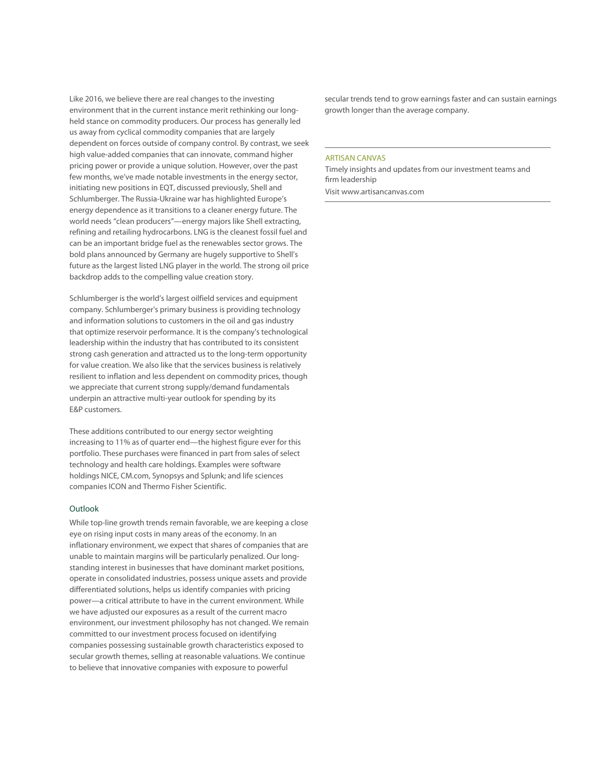Like 2016, we believe there are real changes to the investing environment that in the current instance merit rethinking our long-held stance on commodity producers. Our process has generally led us away from cyclical commodity companies that are largely dependent on forces outside of company control. By contrast, we seek high value-added companies that can innovate, command higher pricing power or provide a unique solution. However, over the past few months, we've made notable investments in the energy sector, initiating new positions in EQT, discussed previously, Shell and Schlumberger. The Russia-Ukraine war has highlighted Europe's energy dependence as it transitions to a cleaner energy future. The world needs "clean producers"—energy majors like Shell extracting, refining and retailing hydrocarbons. LNG is the cleanest fossil fuel and can be an important bridge fuel as the renewables sector grows. The bold plans announced by Germany are hugely supportive to Shell's future as the largest listed LNG player in the world. The strong oil price backdrop adds to the compelling value creation story.

Schlumberger is the world's largest oilfield services and equipment company. Schlumberger's primary business is providing technology and information solutions to customers in the oil and gas industry that optimize reservoir performance. It is the company's technological leadership within the industry that has contributed to its consistent strong cash generation and attracted us to the long-term opportunity for value creation. We also like that the services business is relatively resilient to inflation and less dependent on commodity prices, though we appreciate that current strong supply/demand fundamentals underpin an attractive multi-year outlook for spending by its E&P customers.

These additions contributed to our energy sector weighting increasing to 11% as of quarter end—the highest figure ever for this portfolio. These purchases were financed in part from sales of select technology and health care holdings. Examples were software holdings NICE, CM.com, Synopsys and Splunk; and life sciences companies ICON and Thermo Fisher Scientific.

## Outlook

While top-line growth trends remain favorable, we are keeping a close eye on rising input costs in many areas of the economy. In an inflationary environment, we expect that shares of companies that are unable to maintain margins will be particularly penalized. Our long-standing interest in businesses that have dominant market positions, operate in consolidated industries, possess unique assets and provide differentiated solutions, helps us identify companies with pricing power—a critical attribute to have in the current environment. While we have adjusted our exposures as a result of the current macro environment, our investment philosophy has not changed. We remain committed to our investment process focused on identifying companies possessing sustainable growth characteristics exposed to secular growth themes, selling at reasonable valuations. We continue to believe that innovative companies with exposure to powerful secular trends tend to grow earnings faster and can sustain earnings growth longer than the average company.

---

ARTISAN CANVAS

Timely insights and updates from our investment teams and firm leadership

Visit www.artisancanvas.com

---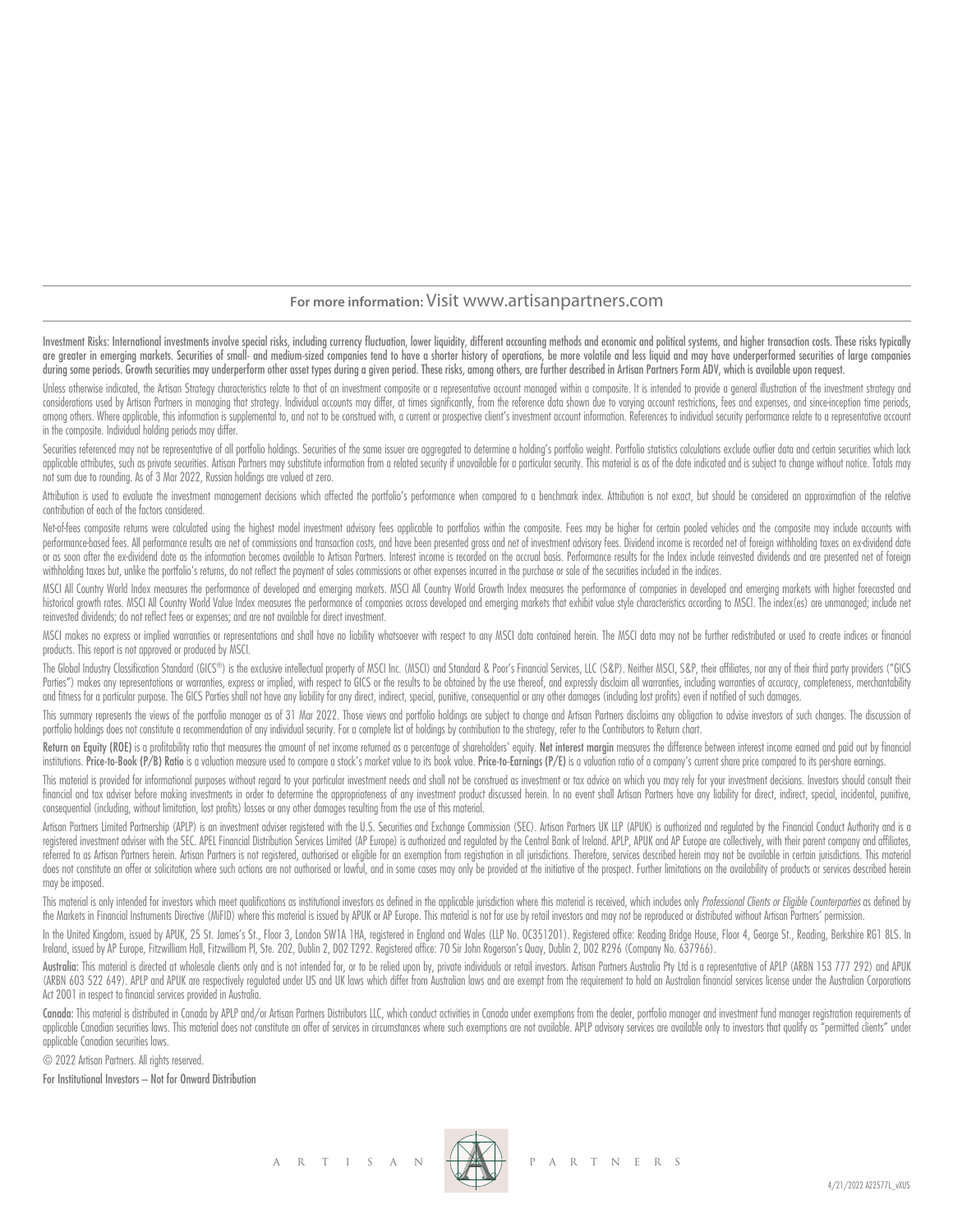**For more information:** Visit www.artisanpartners.com

**Investment Risks: International investments involve special risks, including currency fluctuation, lower liquidity, different accounting methods and economic and political systems, and higher transaction costs. These risks typically are greater in emerging markets. Securities of small- and medium-sized companies tend to have a shorter history of operations, be more volatile and less liquid and may have underperformed securities of large companies during some periods. Growth securities may underperform other asset types during a given period. These risks, among others, are further described in Artisan Partners Form ADV, which is available upon request.**

Unless otherwise indicated, the Artisan Strategy characteristics relate to that of an investment composite or a representative account managed within a composite. It is intended to provide a general illustration of the investment strategy and considerations used by Artisan Partners in managing that strategy. Individual accounts may differ, at times significantly, from the reference data shown due to varying account restrictions, fees and expenses, and since-inception time periods, among others. Where applicable, this information is supplemental to, and not to be construed with, a current or prospective client's investment account information. References to individual security performance relate to a representative account in the composite. Individual holding periods may differ.

Securities referenced may not be representative of all portfolio holdings. Securities of the same issuer are aggregated to determine a holding's portfolio weight. Portfolio statistics calculations exclude outlier data and certain securities which lack applicable attributes, such as private securities. Artisan Partners may substitute information from a related security if unavailable for a particular security. This material is as of the date indicated and is subject to change without notice. Totals may not sum due to rounding. As of 3 Mar 2022, Russian holdings are valued at zero.

Attribution is used to evaluate the investment management decisions which affected the portfolio's performance when compared to a benchmark index. Attribution is not exact, but should be considered an approximation of the relative contribution of each of the factors considered.

Net-of-fees composite returns were calculated using the highest model investment advisory fees applicable to portfolios within the composite. Fees may be higher for certain pooled vehicles and the composite may include accounts with performance-based fees. All performance results are net of commissions and transaction costs, and have been presented gross and net of investment advisory fees. Dividend income is recorded net of foreign withholding taxes on ex-dividend date or as soon after the ex-dividend date as the information becomes available to Artisan Partners. Interest income is recorded on the accrual basis. Performance results for the Index include reinvested dividends and are presented net of foreign withholding taxes but, unlike the portfolio's returns, do not reflect the payment of sales commissions or other expenses incurred in the purchase or sale of the securities included in the indices.

MSCI All Country World Index measures the performance of developed and emerging markets. MSCI All Country World Growth Index measures the performance of companies in developed and emerging markets with higher forecasted and historical growth rates. MSCI All Country World Value Index measures the performance of companies across developed and emerging markets that exhibit value style characteristics according to MSCI. The index(es) are unmanaged; include net reinvested dividends; do not reflect fees or expenses; and are not available for direct investment.

MSCI makes no express or implied warranties or representations and shall have no liability whatsoever with respect to any MSCI data contained herein. The MSCI data may not be further redistributed or used to create indices or financial products. This report is not approved or produced by MSCI.

The Global Industry Classification Standard (GICS®) is the exclusive intellectual property of MSCI Inc. (MSCI) and Standard & Poor's Financial Services, LLC (S&P). Neither MSCI, S&P, their affiliates, nor any of their third party providers ("GICS Parties") makes any representations or warranties, express or implied, with respect to GICS or the results to be obtained by the use thereof, and expressly disclaim all warranties, including warranties of accuracy, completeness, merchantability and fitness for a particular purpose. The GICS Parties shall not have any liability for any direct, indirect, special, punitive, consequential or any other damages (including lost profits) even if notified of such damages.

This summary represents the views of the portfolio manager as of 31 Mar 2022. Those views and portfolio holdings are subject to change and Artisan Partners disclaims any obligation to advise investors of such changes. The discussion of portfolio holdings does not constitute a recommendation of any individual security. For a complete list of holdings by contribution to the strategy, refer to the Contributors to Return chart.

**Return on Equity (ROE)** is a profitability ratio that measures the amount of net income returned as a percentage of shareholders' equity. **Net interest margin** measures the difference between interest income earned and paid out by financial institutions. **Price-to-Book (P/B) Ratio** is a valuation measure used to compare a stock's market value to its book value. **Price-to-Earnings (P/E)** is a valuation ratio of a company's current share price compared to its per-share earnings.

This material is provided for informational purposes without regard to your particular investment needs and shall not be construed as investment or tax advice on which you may rely for your investment decisions. Investors should consult their financial and tax adviser before making investments in order to determine the appropriateness of any investment product discussed herein. In no event shall Artisan Partners have any liability for direct, indirect, special, incidental, punitive, consequential (including, without limitation, lost profits) losses or any other damages resulting from the use of this material.

Artisan Partners Limited Partnership (APLP) is an investment adviser registered with the U.S. Securities and Exchange Commission (SEC). Artisan Partners UK LLP (APUK) is authorized and regulated by the Financial Conduct Authority and is a registered investment adviser with the SEC. APEL Financial Distribution Services Limited (AP Europe) is authorized and regulated by the Central Bank of Ireland. APLP, APUK and AP Europe are collectively, with their parent company and affiliates, referred to as Artisan Partners herein. Artisan Partners is not registered, authorised or eligible for an exemption from registration in all jurisdictions. Therefore, services described herein may not be available in certain jurisdictions. This material does not constitute an offer or solicitation where such actions are not authorised or lawful, and in some cases may only be provided at the initiative of the prospect. Further limitations on the availability of products or services described herein may be imposed.

This material is only intended for investors which meet qualifications as institutional investors as defined in the applicable jurisdiction where this material is received, which includes only *Professional Clients or Eligible Counterparties* as defined by the Markets in Financial Instruments Directive (MiFID) where this material is issued by APUK or AP Europe. This material is not for use by retail investors and may not be reproduced or distributed without Artisan Partners' permission.

In the United Kingdom, issued by APUK, 25 St. James's St., Floor 3, London SW1A 1HA, registered in England and Wales (LLP No. OC351201). Registered office: Reading Bridge House, Floor 4, George St., Reading, Berkshire RG1 8LS. In Ireland, issued by AP Europe, Fitzwilliam Hall, Fitzwilliam Pl, Ste. 202, Dublin 2, D02 T292. Registered office: 70 Sir John Rogerson's Quay, Dublin 2, D02 R296 (Company No. 637966).

**Australia:** This material is directed at wholesale clients only and is not intended for, or to be relied upon by, private individuals or retail investors. Artisan Partners Australia Pty Ltd is a representative of APLP (ARBN 153 777 292) and APUK (ARBN 603 522 649). APLP and APUK are respectively regulated under US and UK laws which differ from Australian laws and are exempt from the requirement to hold an Australian financial services license under the Australian Corporations Act 2001 in respect to financial services provided in Australia.

**Canada:** This material is distributed in Canada by APLP and/or Artisan Partners Distributors LLC, which conduct activities in Canada under exemptions from the dealer, portfolio manager and investment fund manager registration requirements of applicable Canadian securities laws. This material does not constitute an offer of services in circumstances where such exemptions are not available. APLP advisory services are available only to investors that qualify as "permitted clients" under applicable Canadian securities laws.

© 2022 Artisan Partners. All rights reserved.

**For Institutional Investors – Not for Onward Distribution**

ARTISAN PARTNERS

4/21/2022 A22577L_vXUS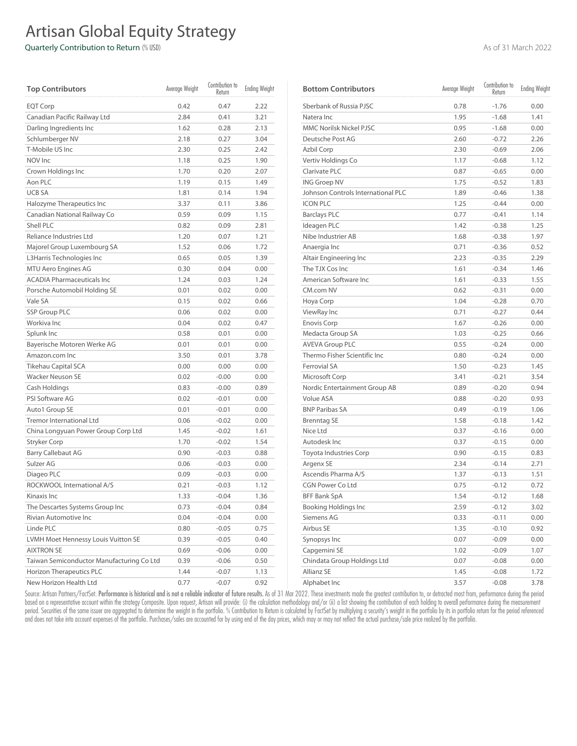# Artisan Global Equity Strategy

Quarterly Contribution to Return (% USD)

As of 31 March 2022

| Top Contributors | Average Weight | Contribution to Return | Ending Weight |
|---|---|---|---|
| EQT Corp | 0.42 | 0.47 | 2.22 |
| Canadian Pacific Railway Ltd | 2.84 | 0.41 | 3.21 |
| Darling Ingredients Inc | 1.62 | 0.28 | 2.13 |
| Schlumberger NV | 2.18 | 0.27 | 3.04 |
| T-Mobile US Inc | 2.30 | 0.25 | 2.42 |
| NOV Inc | 1.18 | 0.25 | 1.90 |
| Crown Holdings Inc | 1.70 | 0.20 | 2.07 |
| Aon PLC | 1.19 | 0.15 | 1.49 |
| UCB SA | 1.81 | 0.14 | 1.94 |
| Halozyme Therapeutics Inc | 3.37 | 0.11 | 3.86 |
| Canadian National Railway Co | 0.59 | 0.09 | 1.15 |
| Shell PLC | 0.82 | 0.09 | 2.81 |
| Reliance Industries Ltd | 1.20 | 0.07 | 1.21 |
| Majorel Group Luxembourg SA | 1.52 | 0.06 | 1.72 |
| L3Harris Technologies Inc | 0.65 | 0.05 | 1.39 |
| MTU Aero Engines AG | 0.30 | 0.04 | 0.00 |
| ACADIA Pharmaceuticals Inc | 1.24 | 0.03 | 1.24 |
| Porsche Automobil Holding SE | 0.01 | 0.02 | 0.00 |
| Vale SA | 0.15 | 0.02 | 0.66 |
| SSP Group PLC | 0.06 | 0.02 | 0.00 |
| Workiva Inc | 0.04 | 0.02 | 0.47 |
| Splunk Inc | 0.58 | 0.01 | 0.00 |
| Bayerische Motoren Werke AG | 0.01 | 0.01 | 0.00 |
| Amazon.com Inc | 3.50 | 0.01 | 3.78 |
| Tikehau Capital SCA | 0.00 | 0.00 | 0.00 |
| Wacker Neuson SE | 0.02 | -0.00 | 0.00 |
| Cash Holdings | 0.83 | -0.00 | 0.89 |
| PSI Software AG | 0.02 | -0.01 | 0.00 |
| Auto1 Group SE | 0.01 | -0.01 | 0.00 |
| Tremor International Ltd | 0.06 | -0.02 | 0.00 |
| China Longyuan Power Group Corp Ltd | 1.45 | -0.02 | 1.61 |
| Stryker Corp | 1.70 | -0.02 | 1.54 |
| Barry Callebaut AG | 0.90 | -0.03 | 0.88 |
| Sulzer AG | 0.06 | -0.03 | 0.00 |
| Diageo PLC | 0.09 | -0.03 | 0.00 |
| ROCKWOOL International A/S | 0.21 | -0.03 | 1.12 |
| Kinaxis Inc | 1.33 | -0.04 | 1.36 |
| The Descartes Systems Group Inc | 0.73 | -0.04 | 0.84 |
| Rivian Automotive Inc | 0.04 | -0.04 | 0.00 |
| Linde PLC | 0.80 | -0.05 | 0.75 |
| LVMH Moet Hennessy Louis Vuitton SE | 0.39 | -0.05 | 0.40 |
| AIXTRON SE | 0.69 | -0.06 | 0.00 |
| Taiwan Semiconductor Manufacturing Co Ltd | 0.39 | -0.06 | 0.50 |
| Horizon Therapeutics PLC | 1.44 | -0.07 | 1.13 |
| New Horizon Health Ltd | 0.77 | -0.07 | 0.92 |

| Bottom Contributors | Average Weight | Contribution to Return | Ending Weight |
|---|---|---|---|
| Sberbank of Russia PJSC | 0.78 | -1.76 | 0.00 |
| Natera Inc | 1.95 | -1.68 | 1.41 |
| MMC Norilsk Nickel PJSC | 0.95 | -1.68 | 0.00 |
| Deutsche Post AG | 2.60 | -0.72 | 2.26 |
| Azbil Corp | 2.30 | -0.69 | 2.06 |
| Vertiv Holdings Co | 1.17 | -0.68 | 1.12 |
| Clarivate PLC | 0.87 | -0.65 | 0.00 |
| ING Groep NV | 1.75 | -0.52 | 1.83 |
| Johnson Controls International PLC | 1.89 | -0.46 | 1.38 |
| ICON PLC | 1.25 | -0.44 | 0.00 |
| Barclays PLC | 0.77 | -0.41 | 1.14 |
| Ideagen PLC | 1.42 | -0.38 | 1.25 |
| Nibe Industrier AB | 1.68 | -0.38 | 1.97 |
| Anaergia Inc | 0.71 | -0.36 | 0.52 |
| Altair Engineering Inc | 2.23 | -0.35 | 2.29 |
| The TJX Cos Inc | 1.61 | -0.34 | 1.46 |
| American Software Inc | 1.61 | -0.33 | 1.55 |
| CM.com NV | 0.62 | -0.31 | 0.00 |
| Hoya Corp | 1.04 | -0.28 | 0.70 |
| ViewRay Inc | 0.71 | -0.27 | 0.44 |
| Enovis Corp | 1.67 | -0.26 | 0.00 |
| Medacta Group SA | 1.03 | -0.25 | 0.66 |
| AVEVA Group PLC | 0.55 | -0.24 | 0.00 |
| Thermo Fisher Scientific Inc | 0.80 | -0.24 | 0.00 |
| Ferrovial SA | 1.50 | -0.23 | 1.45 |
| Microsoft Corp | 3.41 | -0.21 | 3.54 |
| Nordic Entertainment Group AB | 0.89 | -0.20 | 0.94 |
| Volue ASA | 0.88 | -0.20 | 0.93 |
| BNP Paribas SA | 0.49 | -0.19 | 1.06 |
| Brenntag SE | 1.58 | -0.18 | 1.42 |
| Nice Ltd | 0.37 | -0.16 | 0.00 |
| Autodesk Inc | 0.37 | -0.15 | 0.00 |
| Toyota Industries Corp | 0.90 | -0.15 | 0.83 |
| Argenx SE | 2.34 | -0.14 | 2.71 |
| Ascendis Pharma A/S | 1.37 | -0.13 | 1.51 |
| CGN Power Co Ltd | 0.75 | -0.12 | 0.72 |
| BFF Bank SpA | 1.54 | -0.12 | 1.68 |
| Booking Holdings Inc | 2.59 | -0.12 | 3.02 |
| Siemens AG | 0.33 | -0.11 | 0.00 |
| Airbus SE | 1.35 | -0.10 | 0.92 |
| Synopsys Inc | 0.07 | -0.09 | 0.00 |
| Capgemini SE | 1.02 | -0.09 | 1.07 |
| Chindata Group Holdings Ltd | 0.07 | -0.08 | 0.00 |
| Allianz SE | 1.45 | -0.08 | 1.72 |
| Alphabet Inc | 3.57 | -0.08 | 3.78 |

Source: Artisan Partners/FactSet. **Performance is historical and is not a reliable indicator of future results.** As of 31 Mar 2022. These investments made the greatest contribution to, or detracted most from, performance during the period based on a representative account within the strategy Composite. Upon request, Artisan will provide: (i) the calculation methodology and/or (ii) a list showing the contribution of each holding to overall performance during the measurement period. Securities of the same issuer are aggregated to determine the weight in the portfolio. % Contribution to Return is calculated by FactSet by multiplying a security's weight in the portfolio by its in portfolio return for the period referenced and does not take into account expenses of the portfolio. Purchases/sales are accounted for by using end of the day prices, which may or may not reflect the actual purchase/sale price realized by the portfolio.